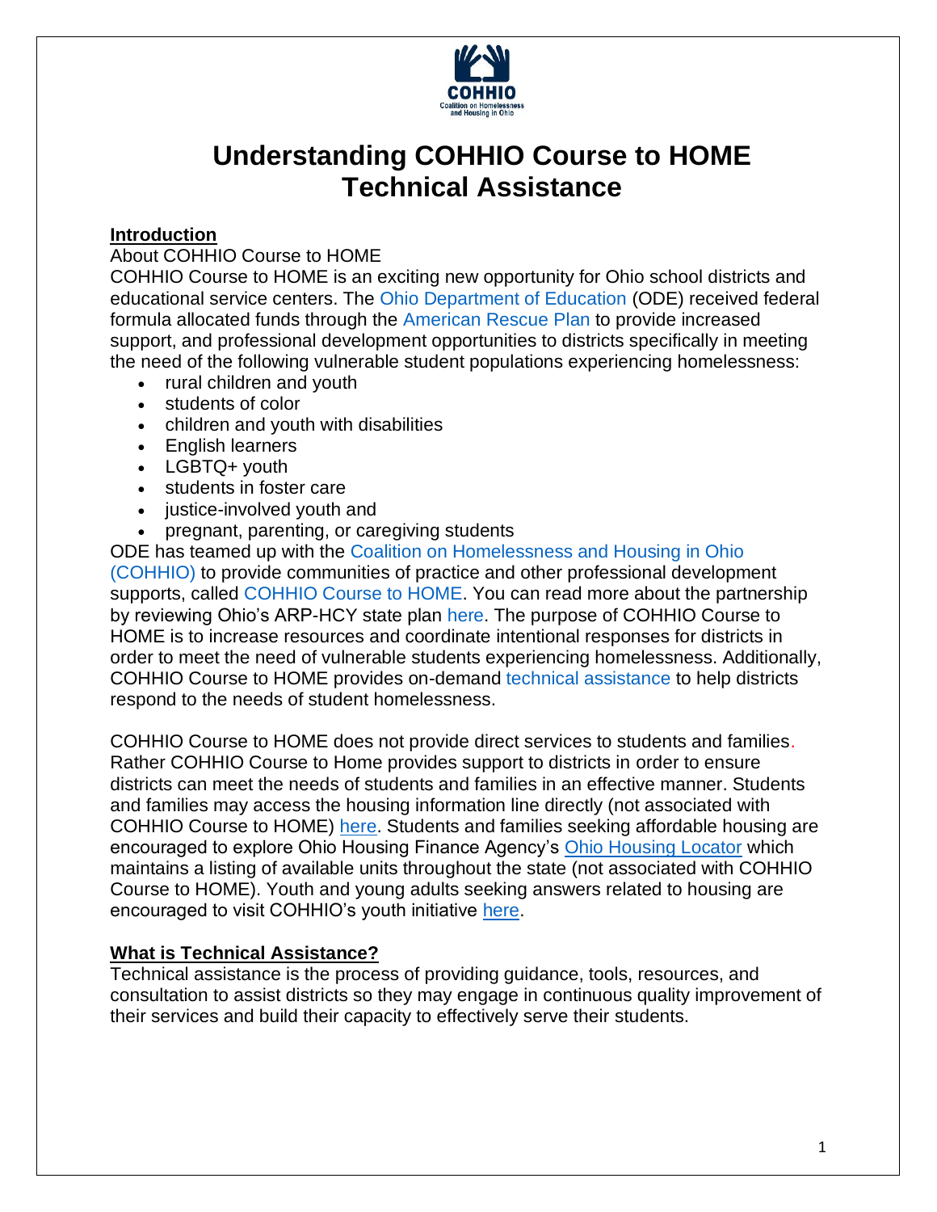# Understanding COHHIO Course to HOME Technical Assistance

**Introduction**

About COHHIO Course to HOME

COHHIO Course to HOME is an exciting new opportunity for Ohio school districts and educational service centers. The Ohio Department of Education (ODE) received federal formula allocated funds through the American Rescue Plan to provide increased support, and professional development opportunities to districts specifically in meeting the need of the following vulnerable student populations experiencing homelessness:

- rural children and youth
- students of color
- children and youth with disabilities
- English learners
- LGBTQ+ youth
- students in foster care
- justice-involved youth and
- pregnant, parenting, or caregiving students

ODE has teamed up with the Coalition on Homelessness and Housing in Ohio (COHHIO) to provide communities of practice and other professional development supports, called COHHIO Course to HOME. You can read more about the partnership by reviewing Ohio's ARP-HCY state plan here. The purpose of COHHIO Course to HOME is to increase resources and coordinate intentional responses for districts in order to meet the need of vulnerable students experiencing homelessness. Additionally, COHHIO Course to HOME provides on-demand technical assistance to help districts respond to the needs of student homelessness.

COHHIO Course to HOME does not provide direct services to students and families. Rather COHHIO Course to Home provides support to districts in order to ensure districts can meet the needs of students and families in an effective manner. Students and families may access the housing information line directly (not associated with COHHIO Course to HOME) here. Students and families seeking affordable housing are encouraged to explore Ohio Housing Finance Agency's Ohio Housing Locator which maintains a listing of available units throughout the state (not associated with COHHIO Course to HOME). Youth and young adults seeking answers related to housing are encouraged to visit COHHIO's youth initiative here.

**What is Technical Assistance?**

Technical assistance is the process of providing guidance, tools, resources, and consultation to assist districts so they may engage in continuous quality improvement of their services and build their capacity to effectively serve their students.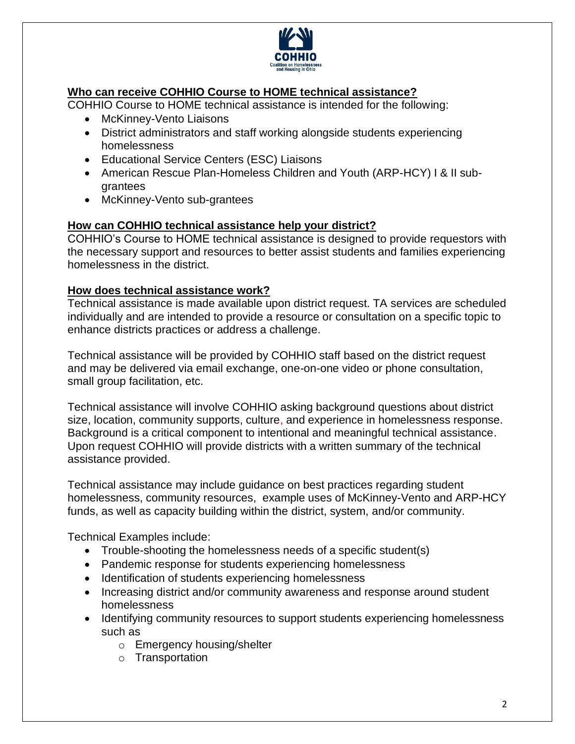## Who can receive COHHIO Course to HOME technical assistance?

COHHIO Course to HOME technical assistance is intended for the following:

- McKinney-Vento Liaisons
- District administrators and staff working alongside students experiencing homelessness
- Educational Service Centers (ESC) Liaisons
- American Rescue Plan-Homeless Children and Youth (ARP-HCY) I & II sub-grantees
- McKinney-Vento sub-grantees

## How can COHHIO technical assistance help your district?

COHHIO's Course to HOME technical assistance is designed to provide requestors with the necessary support and resources to better assist students and families experiencing homelessness in the district.

## How does technical assistance work?

Technical assistance is made available upon district request. TA services are scheduled individually and are intended to provide a resource or consultation on a specific topic to enhance districts practices or address a challenge.

Technical assistance will be provided by COHHIO staff based on the district request and may be delivered via email exchange, one-on-one video or phone consultation, small group facilitation, etc.

Technical assistance will involve COHHIO asking background questions about district size, location, community supports, culture, and experience in homelessness response. Background is a critical component to intentional and meaningful technical assistance. Upon request COHHIO will provide districts with a written summary of the technical assistance provided.

Technical assistance may include guidance on best practices regarding student homelessness, community resources, example uses of McKinney-Vento and ARP-HCY funds, as well as capacity building within the district, system, and/or community.

Technical Examples include:

- Trouble-shooting the homelessness needs of a specific student(s)
- Pandemic response for students experiencing homelessness
- Identification of students experiencing homelessness
- Increasing district and/or community awareness and response around student homelessness
- Identifying community resources to support students experiencing homelessness such as
    - Emergency housing/shelter
    - Transportation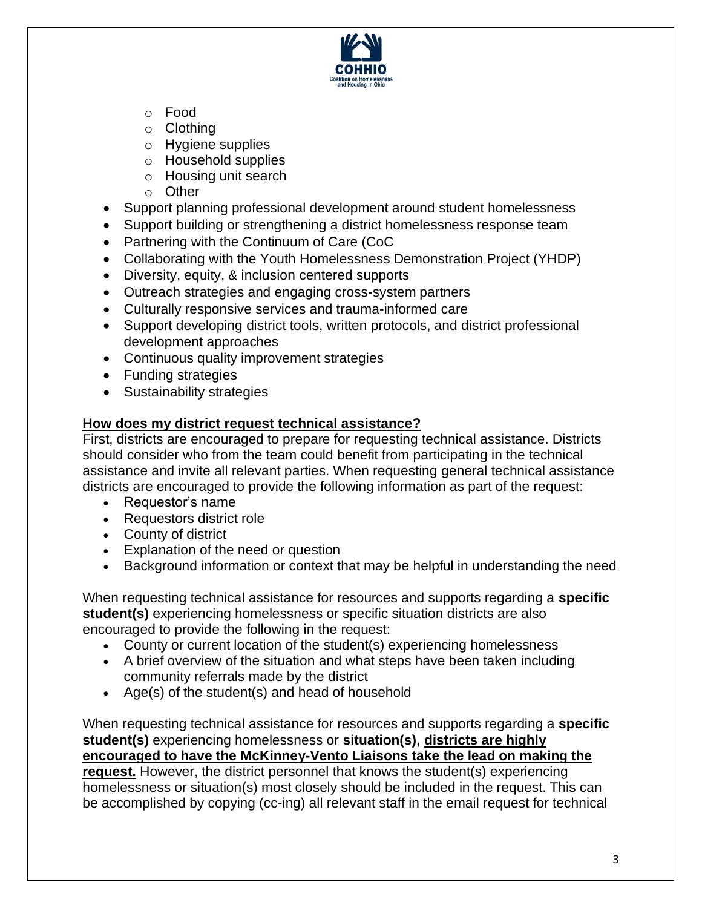- Food
  - Clothing
  - Hygiene supplies
  - Household supplies
  - Housing unit search
  - Other
- Support planning professional development around student homelessness
- Support building or strengthening a district homelessness response team
- Partnering with the Continuum of Care (CoC
- Collaborating with the Youth Homelessness Demonstration Project (YHDP)
- Diversity, equity, & inclusion centered supports
- Outreach strategies and engaging cross-system partners
- Culturally responsive services and trauma-informed care
- Support developing district tools, written protocols, and district professional development approaches
- Continuous quality improvement strategies
- Funding strategies
- Sustainability strategies

**<u>How does my district request technical assistance?</u>**

First, districts are encouraged to prepare for requesting technical assistance. Districts should consider who from the team could benefit from participating in the technical assistance and invite all relevant parties. When requesting general technical assistance districts are encouraged to provide the following information as part of the request:

- Requestor's name
- Requestors district role
- County of district
- Explanation of the need or question
- Background information or context that may be helpful in understanding the need

When requesting technical assistance for resources and supports regarding a **specific student(s)** experiencing homelessness or specific situation districts are also encouraged to provide the following in the request:

- County or current location of the student(s) experiencing homelessness
- A brief overview of the situation and what steps have been taken including community referrals made by the district
- Age(s) of the student(s) and head of household

When requesting technical assistance for resources and supports regarding a **specific student(s)** experiencing homelessness or **situation(s), <u>districts are highly encouraged to have the McKinney-Vento Liaisons take the lead on making the request.</u>** However, the district personnel that knows the student(s) experiencing homelessness or situation(s) most closely should be included in the request. This can be accomplished by copying (cc-ing) all relevant staff in the email request for technical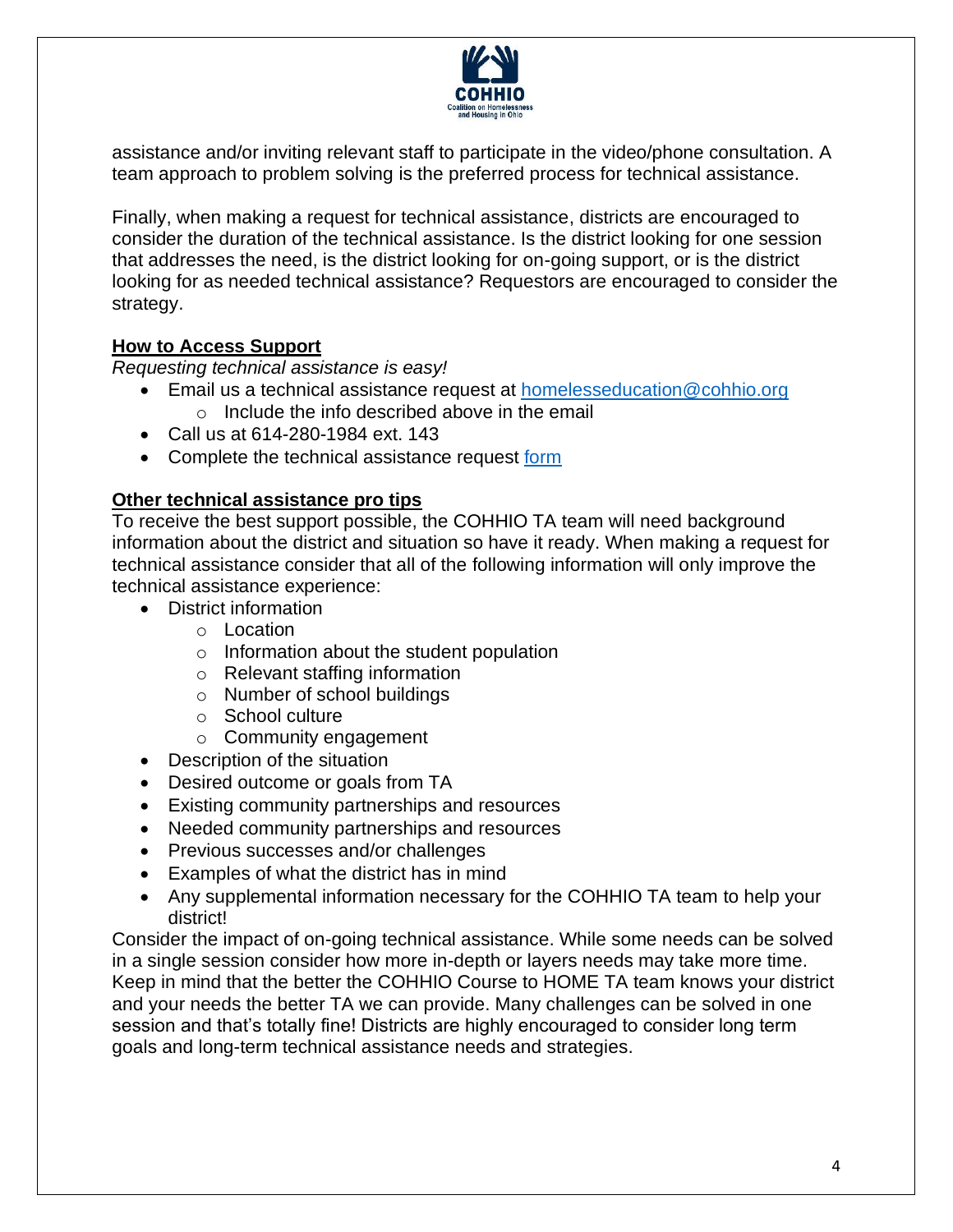assistance and/or inviting relevant staff to participate in the video/phone consultation. A team approach to problem solving is the preferred process for technical assistance.

Finally, when making a request for technical assistance, districts are encouraged to consider the duration of the technical assistance. Is the district looking for one session that addresses the need, is the district looking for on-going support, or is the district looking for as needed technical assistance? Requestors are encouraged to consider the strategy.

## How to Access Support

*Requesting technical assistance is easy!*

- Email us a technical assistance request at homelesseducation@cohhio.org
  - Include the info described above in the email
- Call us at 614-280-1984 ext. 143
- Complete the technical assistance request form

## Other technical assistance pro tips

To receive the best support possible, the COHHIO TA team will need background information about the district and situation so have it ready. When making a request for technical assistance consider that all of the following information will only improve the technical assistance experience:

- District information
  - Location
  - Information about the student population
  - Relevant staffing information
  - Number of school buildings
  - School culture
  - Community engagement
- Description of the situation
- Desired outcome or goals from TA
- Existing community partnerships and resources
- Needed community partnerships and resources
- Previous successes and/or challenges
- Examples of what the district has in mind
- Any supplemental information necessary for the COHHIO TA team to help your district!

Consider the impact of on-going technical assistance. While some needs can be solved in a single session consider how more in-depth or layers needs may take more time. Keep in mind that the better the COHHIO Course to HOME TA team knows your district and your needs the better TA we can provide. Many challenges can be solved in one session and that's totally fine! Districts are highly encouraged to consider long term goals and long-term technical assistance needs and strategies.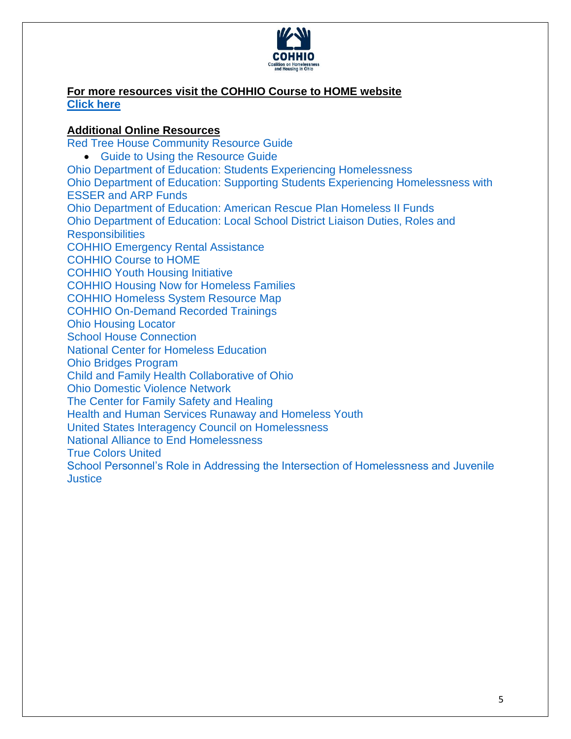COHHIO
Coalition on Homelessness and Housing in Ohio

**For more resources visit the COHHIO Course to HOME website**
**Click here**

**Additional Online Resources**

Red Tree House Community Resource Guide

- Guide to Using the Resource Guide

Ohio Department of Education: Students Experiencing Homelessness
Ohio Department of Education: Supporting Students Experiencing Homelessness with ESSER and ARP Funds
Ohio Department of Education: American Rescue Plan Homeless II Funds
Ohio Department of Education: Local School District Liaison Duties, Roles and Responsibilities
COHHIO Emergency Rental Assistance
COHHIO Course to HOME
COHHIO Youth Housing Initiative
COHHIO Housing Now for Homeless Families
COHHIO Homeless System Resource Map
COHHIO On-Demand Recorded Trainings
Ohio Housing Locator
School House Connection
National Center for Homeless Education
Ohio Bridges Program
Child and Family Health Collaborative of Ohio
Ohio Domestic Violence Network
The Center for Family Safety and Healing
Health and Human Services Runaway and Homeless Youth
United States Interagency Council on Homelessness
National Alliance to End Homelessness
True Colors United
School Personnel's Role in Addressing the Intersection of Homelessness and Juvenile Justice